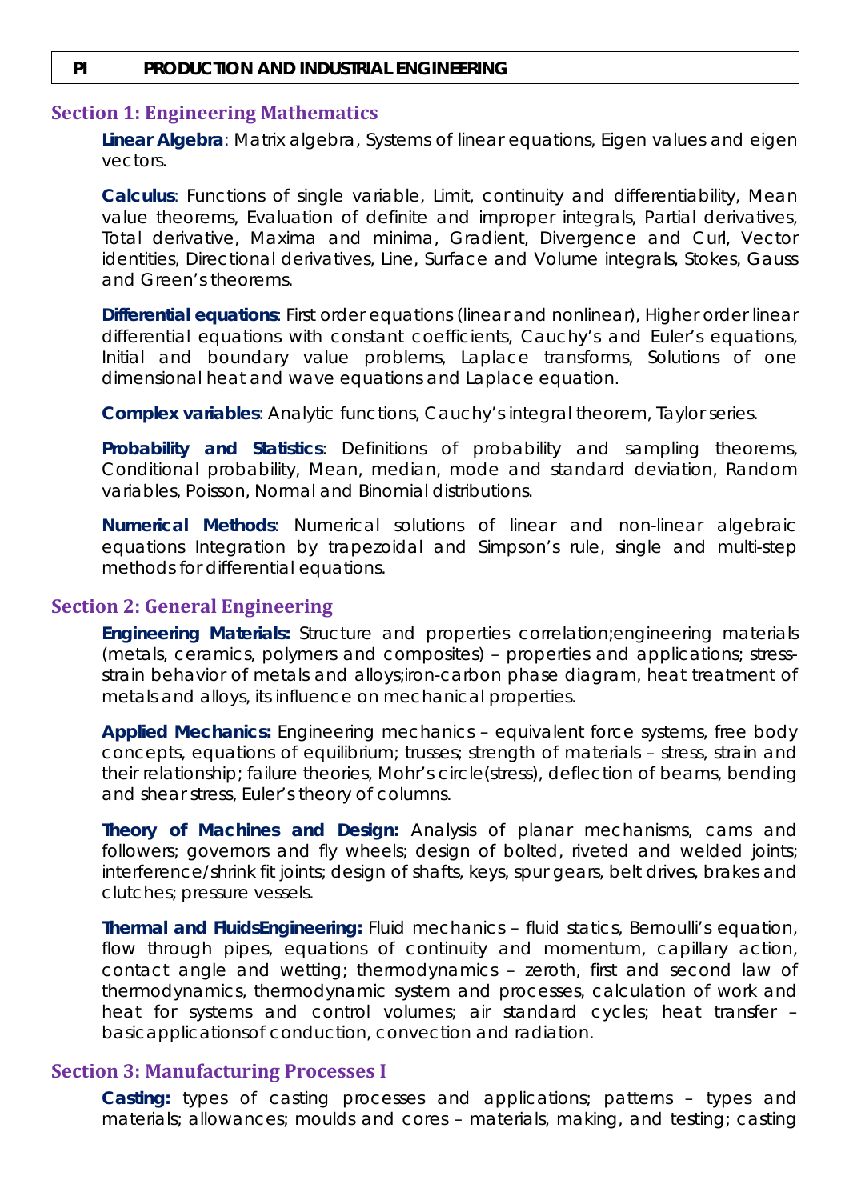| PI | PRODUCTION AND INDUSTRIAL ENGINEERING |
|---|---|

## Section 1: Engineering Mathematics

**Linear Algebra**: Matrix algebra, Systems of linear equations, Eigen values and eigen vectors.

**Calculus**: Functions of single variable, Limit, continuity and differentiability, Mean value theorems, Evaluation of definite and improper integrals, Partial derivatives, Total derivative, Maxima and minima, Gradient, Divergence and Curl, Vector identities, Directional derivatives, Line, Surface and Volume integrals, Stokes, Gauss and Green's theorems.

**Differential equations**: First order equations (linear and nonlinear), Higher order linear differential equations with constant coefficients, Cauchy's and Euler's equations, Initial and boundary value problems, Laplace transforms, Solutions of one dimensional heat and wave equations and Laplace equation.

**Complex variables**: Analytic functions, Cauchy's integral theorem, Taylor series.

**Probability and Statistics**: Definitions of probability and sampling theorems, Conditional probability, Mean, median, mode and standard deviation, Random variables, Poisson, Normal and Binomial distributions.

**Numerical Methods**: Numerical solutions of linear and non-linear algebraic equations Integration by trapezoidal and Simpson's rule, single and multi-step methods for differential equations.

## Section 2: General Engineering

**Engineering Materials:** Structure and properties correlation;engineering materials (metals, ceramics, polymers and composites) – properties and applications; stress-strain behavior of metals and alloys;iron-carbon phase diagram, heat treatment of metals and alloys, its influence on mechanical properties.

**Applied Mechanics:** Engineering mechanics – equivalent force systems, free body concepts, equations of equilibrium; trusses; strength of materials – stress, strain and their relationship; failure theories, Mohr's circle(stress), deflection of beams, bending and shear stress, Euler's theory of columns.

**Theory of Machines and Design:** Analysis of planar mechanisms, cams and followers; governors and fly wheels; design of bolted, riveted and welded joints; interference/shrink fit joints; design of shafts, keys, spur gears, belt drives, brakes and clutches; pressure vessels.

**Thermal and FluidsEngineering:** Fluid mechanics – fluid statics, Bernoulli's equation, flow through pipes, equations of continuity and momentum, capillary action, contact angle and wetting; thermodynamics – zeroth, first and second law of thermodynamics, thermodynamic system and processes, calculation of work and heat for systems and control volumes; air standard cycles; heat transfer – basicapplicationsof conduction, convection and radiation.

## Section 3: Manufacturing Processes I

**Casting:** types of casting processes and applications; patterns – types and materials; allowances; moulds and cores – materials, making, and testing; casting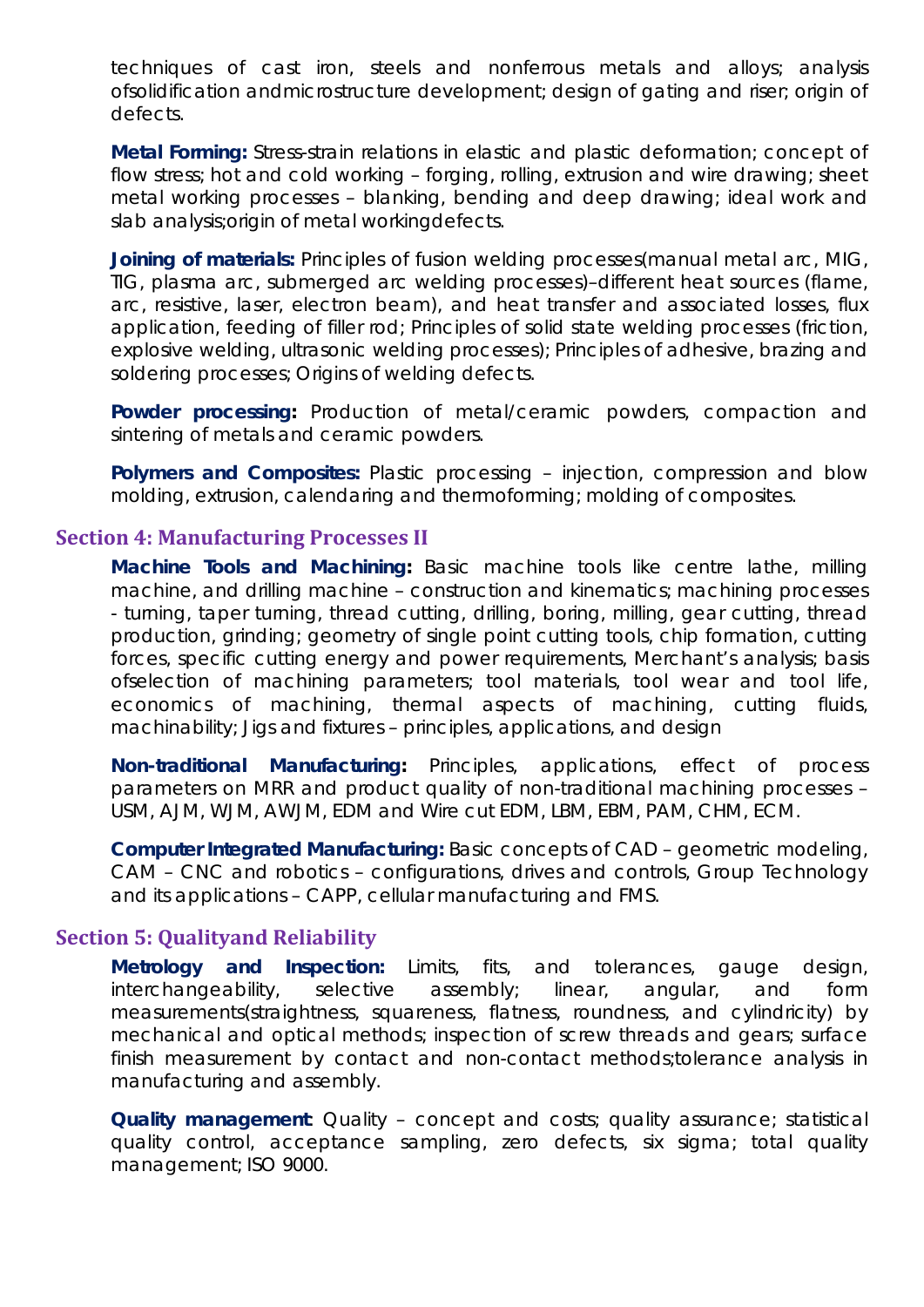techniques of cast iron, steels and nonferrous metals and alloys; analysis ofsolidification andmicrostructure development; design of gating and riser; origin of defects.

**Metal Forming:** Stress-strain relations in elastic and plastic deformation; concept of flow stress; hot and cold working – forging, rolling, extrusion and wire drawing; sheet metal working processes – blanking, bending and deep drawing; ideal work and slab analysis;origin of metal workingdefects.

**Joining of materials:** Principles of fusion welding processes(manual metal arc, MIG, TIG, plasma arc, submerged arc welding processes)–different heat sources (flame, arc, resistive, laser, electron beam), and heat transfer and associated losses, flux application, feeding of filler rod; Principles of solid state welding processes (friction, explosive welding, ultrasonic welding processes); Principles of adhesive, brazing and soldering processes; Origins of welding defects.

**Powder processing:** Production of metal/ceramic powders, compaction and sintering of metals and ceramic powders.

**Polymers and Composites:** Plastic processing – injection, compression and blow molding, extrusion, calendaring and thermoforming; molding of composites.

## Section 4: Manufacturing Processes II

**Machine Tools and Machining:** Basic machine tools like centre lathe, milling machine, and drilling machine – construction and kinematics; machining processes - turning, taper turning, thread cutting, drilling, boring, milling, gear cutting, thread production, grinding; geometry of single point cutting tools, chip formation, cutting forces, specific cutting energy and power requirements, Merchant's analysis; basis ofselection of machining parameters; tool materials, tool wear and tool life, economics of machining, thermal aspects of machining, cutting fluids, machinability; Jigs and fixtures – principles, applications, and design

**Non-traditional Manufacturing:** Principles, applications, effect of process parameters on MRR and product quality of non-traditional machining processes – USM, AJM, WJM, AWJM, EDM and Wire cut EDM, LBM, EBM, PAM, CHM, ECM.

**Computer Integrated Manufacturing:** Basic concepts of CAD – geometric modeling, CAM – CNC and robotics – configurations, drives and controls, Group Technology and its applications – CAPP, cellular manufacturing and FMS.

## Section 5: Qualityand Reliability

**Metrology and Inspection:** Limits, fits, and tolerances, gauge design, interchangeability, selective assembly; linear, angular, and form measurements(straightness, squareness, flatness, roundness, and cylindricity) by mechanical and optical methods; inspection of screw threads and gears; surface finish measurement by contact and non-contact methods;tolerance analysis in manufacturing and assembly.

**Quality management:** Quality – concept and costs; quality assurance; statistical quality control, acceptance sampling, zero defects, six sigma; total quality management; ISO 9000.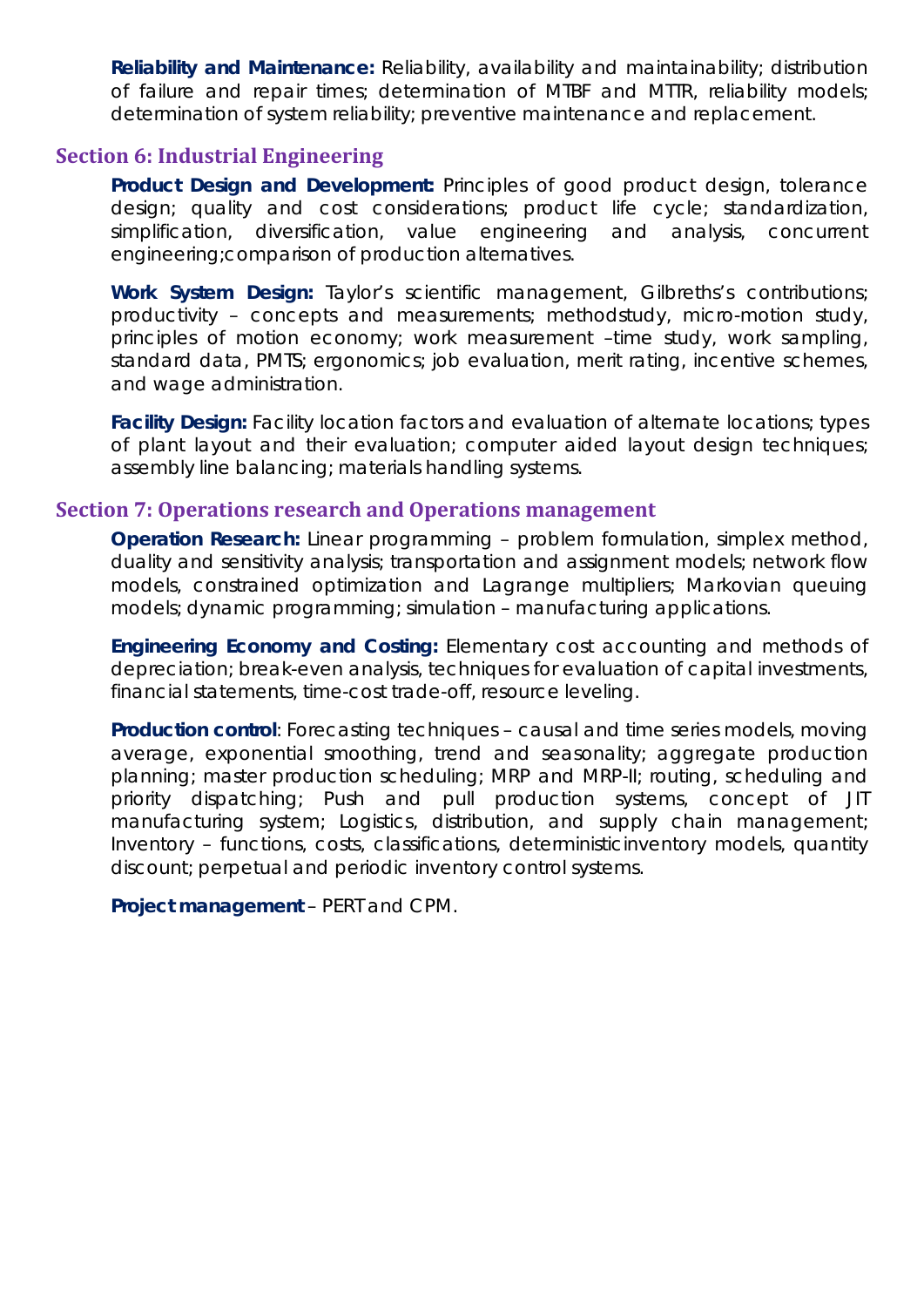**Reliability and Maintenance:** Reliability, availability and maintainability; distribution of failure and repair times; determination of MTBF and MTTR, reliability models; determination of system reliability; preventive maintenance and replacement.

## Section 6: Industrial Engineering

**Product Design and Development:** Principles of good product design, tolerance design; quality and cost considerations; product life cycle; standardization, simplification, diversification, value engineering and analysis, concurrent engineering;comparison of production alternatives.

**Work System Design:** Taylor's scientific management, Gilbreths's contributions; productivity – concepts and measurements; methodstudy, micro-motion study, principles of motion economy; work measurement –time study, work sampling, standard data, PMTS; ergonomics; job evaluation, merit rating, incentive schemes, and wage administration.

**Facility Design:** Facility location factors and evaluation of alternate locations; types of plant layout and their evaluation; computer aided layout design techniques; assembly line balancing; materials handling systems.

## Section 7: Operations research and Operations management

**Operation Research:** Linear programming – problem formulation, simplex method, duality and sensitivity analysis; transportation and assignment models; network flow models, constrained optimization and Lagrange multipliers; Markovian queuing models; dynamic programming; simulation – manufacturing applications.

**Engineering Economy and Costing:** Elementary cost accounting and methods of depreciation; break-even analysis, techniques for evaluation of capital investments, financial statements, time-cost trade-off, resource leveling.

**Production control**: Forecasting techniques – causal and time series models, moving average, exponential smoothing, trend and seasonality; aggregate production planning; master production scheduling; MRP and MRP-II; routing, scheduling and priority dispatching; Push and pull production systems, concept of JIT manufacturing system; Logistics, distribution, and supply chain management; Inventory – functions, costs, classifications, deterministicinventory models, quantity discount; perpetual and periodic inventory control systems.

**Project management** – PERT and CPM.